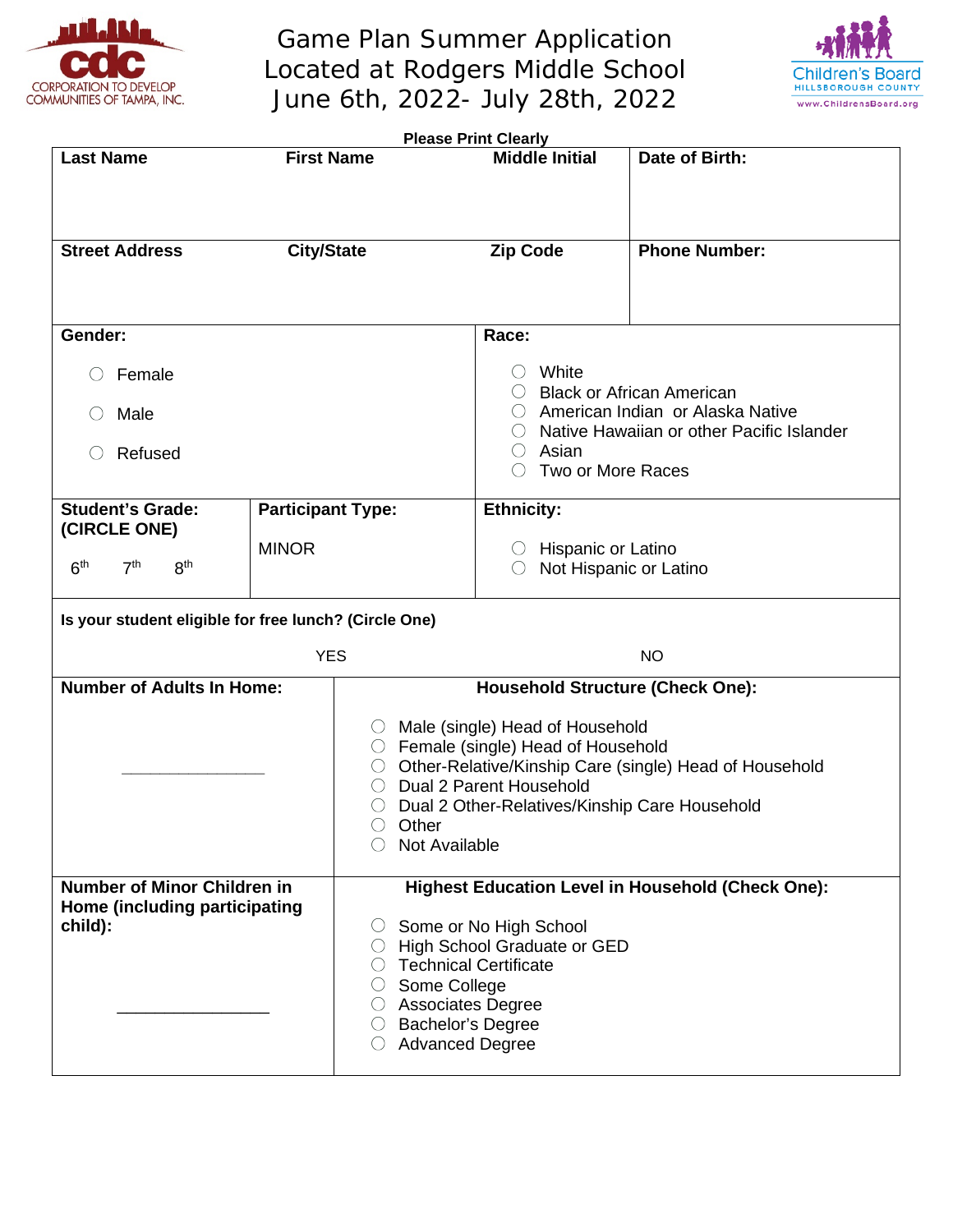CORPORATION TO DEVELOP COMMUNITIES OF TAMPA, INC.

# Game Plan Summer Application
## Located at Rodgers Middle School
## June 6th, 2022- July 28th, 2022

Children's Board HILLSBOROUGH COUNTY www.ChildrensBoard.org

**Please Print Clearly**

| **Last Name** | **First Name** | **Middle Initial** | **Date of Birth:** |
|---|---|---|---|
| | | | |

| **Street Address** | **City/State** | **Zip Code** | **Phone Number:** |
|---|---|---|---|
| | | | |

**Gender:**

- ○ Female
- ○ Male
- ○ Refused

**Race:**

- ○ White
- ○ Black or African American
- ○ American Indian or Alaska Native
- ○ Native Hawaiian or other Pacific Islander
- ○ Asian
- ○ Two or More Races

**Student's Grade: (CIRCLE ONE)**

6th 7th 8th

**Participant Type:**

MINOR

**Ethnicity:**

- ○ Hispanic or Latino
- ○ Not Hispanic or Latino

**Is your student eligible for free lunch? (Circle One)**

YES NO

**Number of Adults In Home:**

_______________

**Household Structure (Check One):**

- ○ Male (single) Head of Household
- ○ Female (single) Head of Household
- ○ Other-Relative/Kinship Care (single) Head of Household
- ○ Dual 2 Parent Household
- ○ Dual 2 Other-Relatives/Kinship Care Household
- ○ Other
- ○ Not Available

**Number of Minor Children in Home (including participating child):**

________________

**Highest Education Level in Household (Check One):**

- ○ Some or No High School
- ○ High School Graduate or GED
- ○ Technical Certificate
- ○ Some College
- ○ Associates Degree
- ○ Bachelor's Degree
- ○ Advanced Degree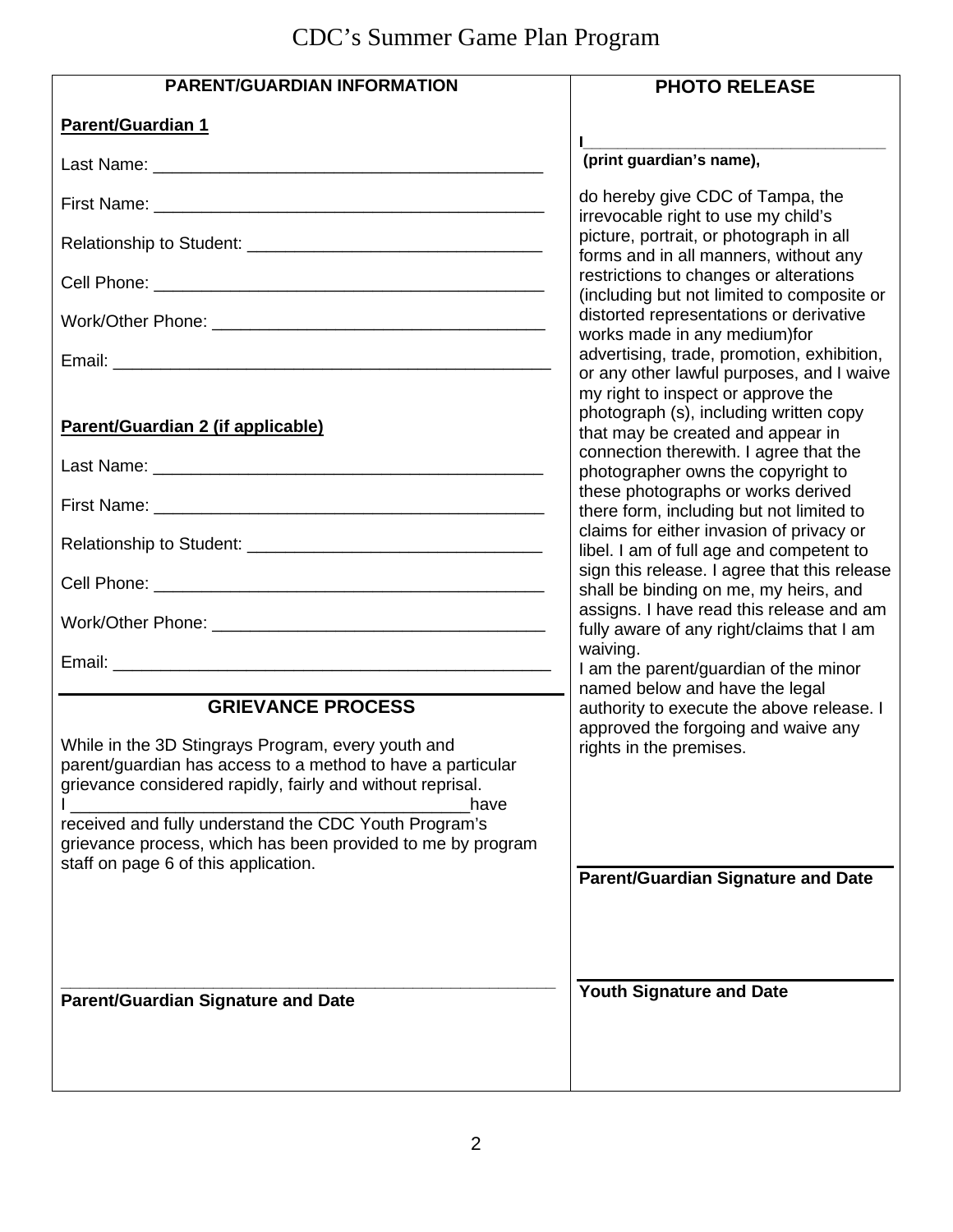# CDC's Summer Game Plan Program

## PARENT/GUARDIAN INFORMATION

**Parent/Guardian 1**

Last Name: ________________________________________

First Name: ________________________________________

Relationship to Student: ______________________________

Cell Phone: ________________________________________

Work/Other Phone: __________________________________

Email: ____________________________________________

**Parent/Guardian 2 (if applicable)**

Last Name: ________________________________________

First Name: ________________________________________

Relationship to Student: ______________________________

Cell Phone: ________________________________________

Work/Other Phone: __________________________________

Email: ____________________________________________

## GRIEVANCE PROCESS

While in the 3D Stingrays Program, every youth and parent/guardian has access to a method to have a particular grievance considered rapidly, fairly and without reprisal.
I ________________________________________have received and fully understand the CDC Youth Program's grievance process, which has been provided to me by program staff on page 6 of this application.

______________________________________________________
**Parent/Guardian Signature and Date**

## PHOTO RELEASE

**I________________________________**
**(print guardian's name),**

do hereby give CDC of Tampa, the irrevocable right to use my child's picture, portrait, or photograph in all forms and in all manners, without any restrictions to changes or alterations (including but not limited to composite or distorted representations or derivative works made in any medium)for advertising, trade, promotion, exhibition, or any other lawful purposes, and I waive my right to inspect or approve the photograph (s), including written copy that may be created and appear in connection therewith. I agree that the photographer owns the copyright to these photographs or works derived there form, including but not limited to claims for either invasion of privacy or libel. I am of full age and competent to sign this release. I agree that this release shall be binding on me, my heirs, and assigns. I have read this release and am fully aware of any right/claims that I am waiving.
I am the parent/guardian of the minor named below and have the legal authority to execute the above release. I approved the forgoing and waive any rights in the premises.

______________________________________
**Parent/Guardian Signature and Date**

______________________________________
**Youth Signature and Date**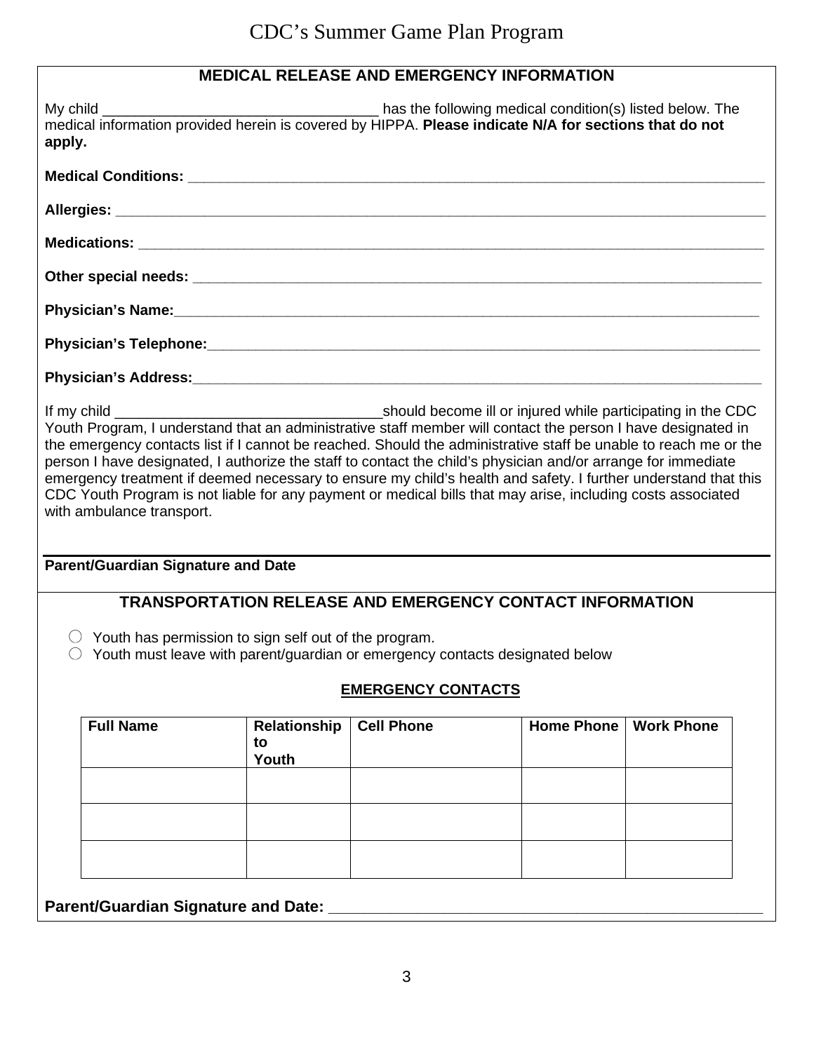# CDC's Summer Game Plan Program

## MEDICAL RELEASE AND EMERGENCY INFORMATION

My child ________________________________ has the following medical condition(s) listed below. The medical information provided herein is covered by HIPPA. **Please indicate N/A for sections that do not apply.**

**Medical Conditions:** ______________________________________________________________

**Allergies:** ______________________________________________________________

**Medications:** ______________________________________________________________

**Other special needs:** ______________________________________________________________

**Physician's Name:**______________________________________________________________

**Physician's Telephone:**______________________________________________________________

**Physician's Address:**______________________________________________________________

If my child ________________________________should become ill or injured while participating in the CDC Youth Program, I understand that an administrative staff member will contact the person I have designated in the emergency contacts list if I cannot be reached. Should the administrative staff be unable to reach me or the person I have designated, I authorize the staff to contact the child's physician and/or arrange for immediate emergency treatment if deemed necessary to ensure my child's health and safety. I further understand that this CDC Youth Program is not liable for any payment or medical bills that may arise, including costs associated with ambulance transport.

______________________________________________________________

**Parent/Guardian Signature and Date**

## TRANSPORTATION RELEASE AND EMERGENCY CONTACT INFORMATION

- ○ Youth has permission to sign self out of the program.
- ○ Youth must leave with parent/guardian or emergency contacts designated below

### EMERGENCY CONTACTS

| Full Name | Relationship to Youth | Cell Phone | Home Phone | Work Phone |
|---|---|---|---|---|
| | | | | |
| | | | | |
| | | | | |

**Parent/Guardian Signature and Date:** ______________________________________________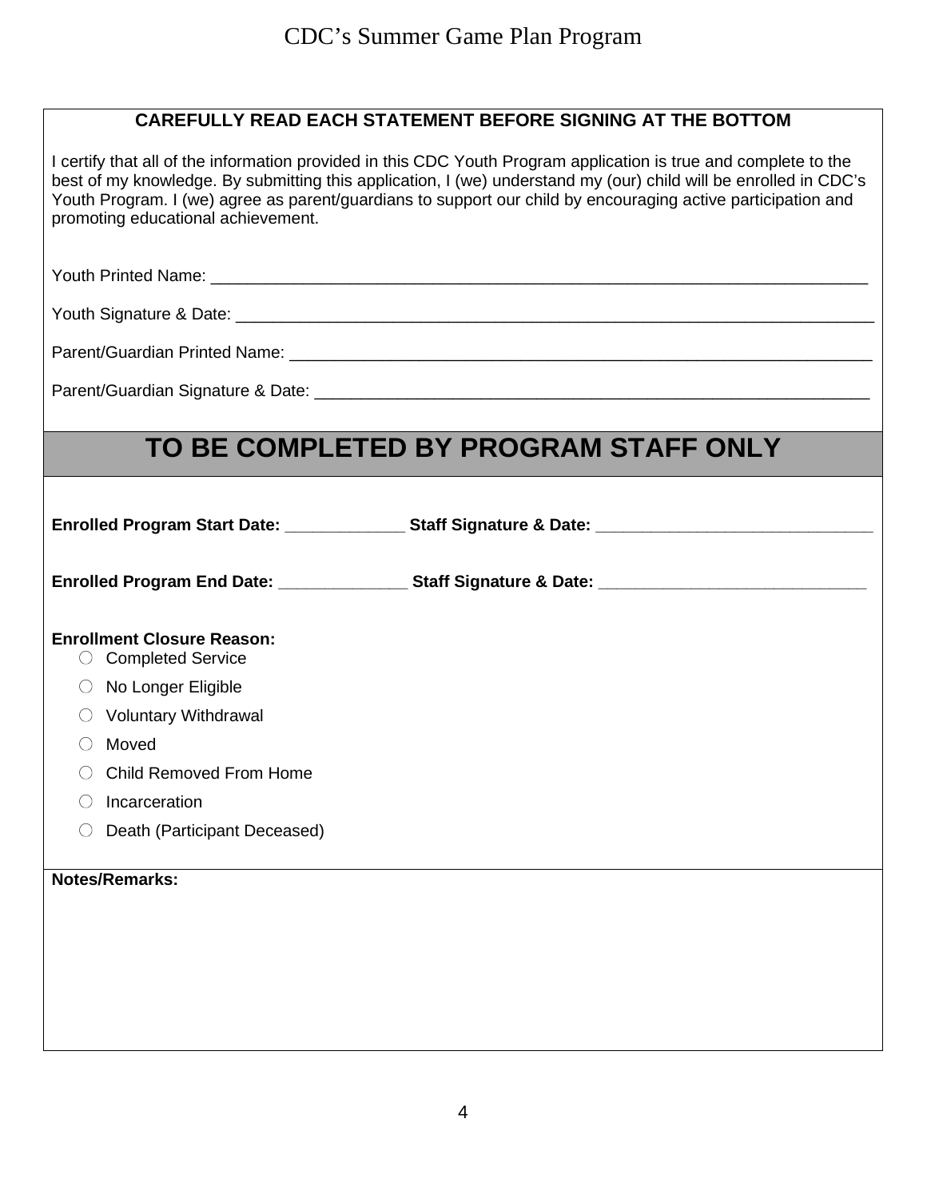**CAREFULLY READ EACH STATEMENT BEFORE SIGNING AT THE BOTTOM**

I certify that all of the information provided in this CDC Youth Program application is true and complete to the best of my knowledge. By submitting this application, I (we) understand my (our) child will be enrolled in CDC's Youth Program. I (we) agree as parent/guardians to support our child by encouraging active participation and promoting educational achievement.

Youth Printed Name: ___________________________________________________________________________

Youth Signature & Date: ________________________________________________________________________

Parent/Guardian Printed Name: ___________________________________________________________________

Parent/Guardian Signature & Date: ________________________________________________________________

## TO BE COMPLETED BY PROGRAM STAFF ONLY

**Enrolled Program Start Date:** _____________ **Staff Signature & Date:** ______________________________

**Enrolled Program End Date:** ______________ **Staff Signature & Date:** _____________________________

**Enrollment Closure Reason:**

- ○ Completed Service
- ○ No Longer Eligible
- ○ Voluntary Withdrawal
- ○ Moved
- ○ Child Removed From Home
- ○ Incarceration
- ○ Death (Participant Deceased)

**Notes/Remarks:**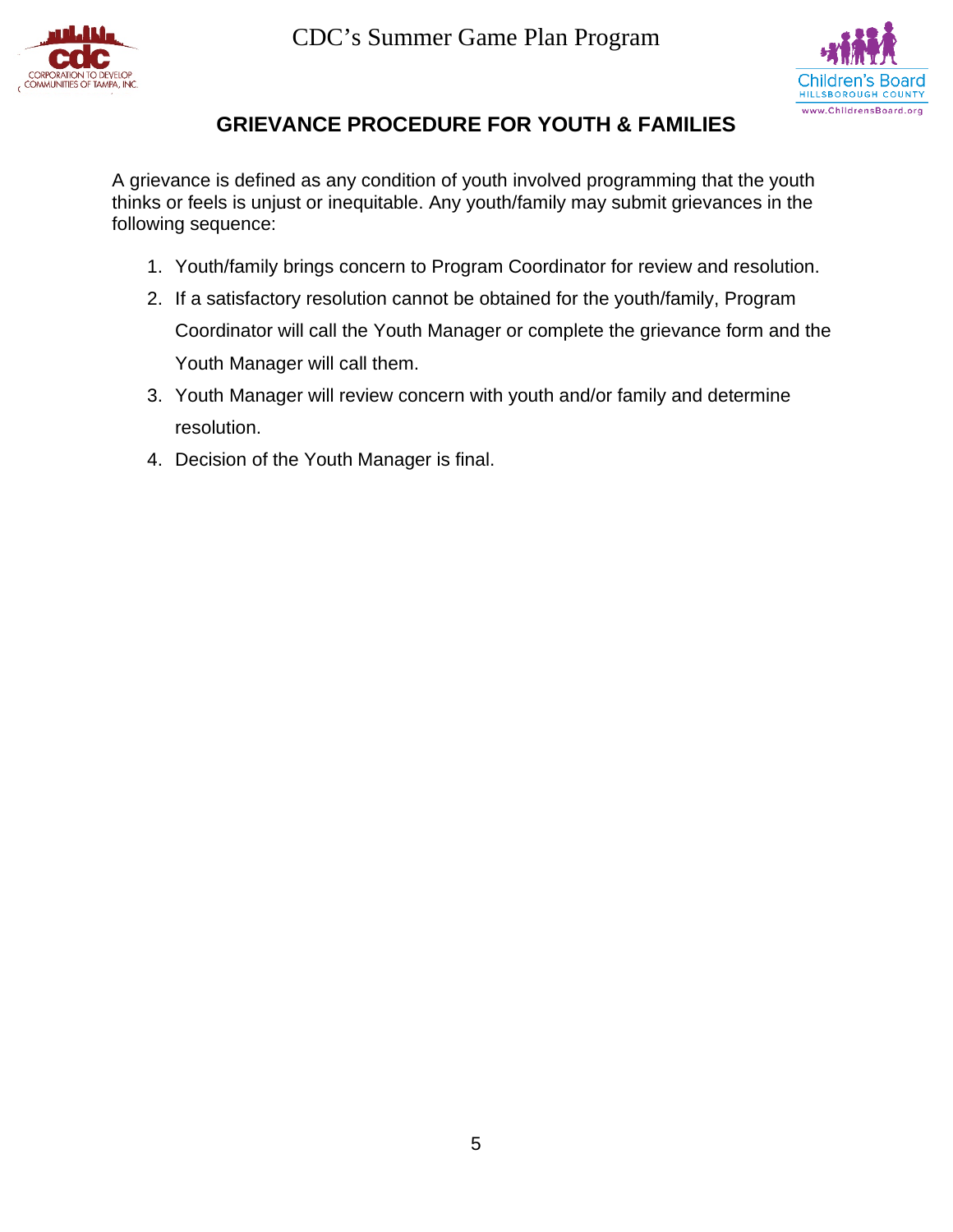# GRIEVANCE PROCEDURE FOR YOUTH & FAMILIES

A grievance is defined as any condition of youth involved programming that the youth thinks or feels is unjust or inequitable. Any youth/family may submit grievances in the following sequence:

1. Youth/family brings concern to Program Coordinator for review and resolution.
2. If a satisfactory resolution cannot be obtained for the youth/family, Program Coordinator will call the Youth Manager or complete the grievance form and the Youth Manager will call them.
3. Youth Manager will review concern with youth and/or family and determine resolution.
4. Decision of the Youth Manager is final.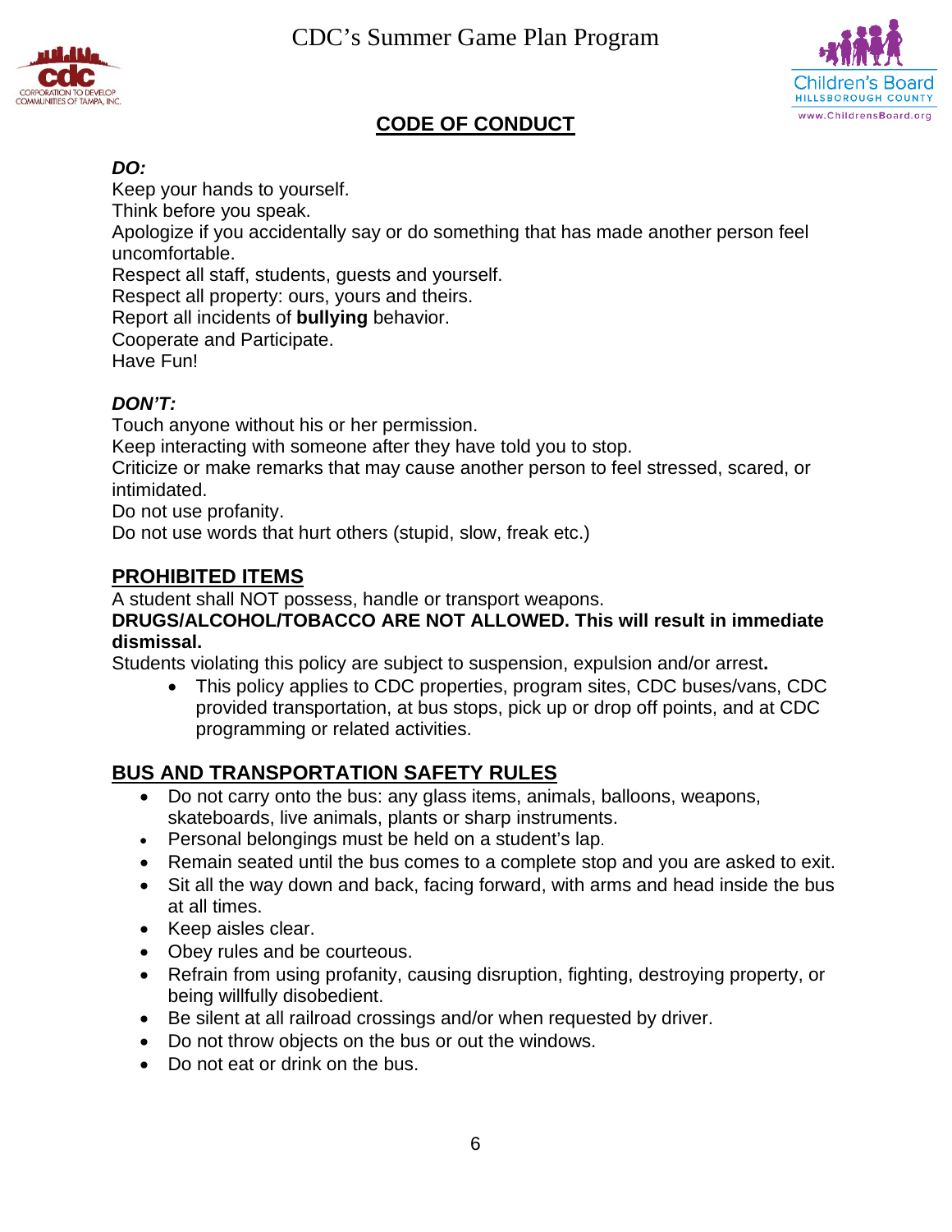CDC's Summer Game Plan Program

## CODE OF CONDUCT

***DO:***

Keep your hands to yourself.
Think before you speak.
Apologize if you accidentally say or do something that has made another person feel uncomfortable.
Respect all staff, students, guests and yourself.
Respect all property: ours, yours and theirs.
Report all incidents of **bullying** behavior.
Cooperate and Participate.
Have Fun!

***DON'T:***

Touch anyone without his or her permission.
Keep interacting with someone after they have told you to stop.
Criticize or make remarks that may cause another person to feel stressed, scared, or intimidated.
Do not use profanity.
Do not use words that hurt others (stupid, slow, freak etc.)

## PROHIBITED ITEMS

A student shall NOT possess, handle or transport weapons.
**DRUGS/ALCOHOL/TOBACCO ARE NOT ALLOWED. This will result in immediate dismissal.**
Students violating this policy are subject to suspension, expulsion and/or arrest**.**

- This policy applies to CDC properties, program sites, CDC buses/vans, CDC provided transportation, at bus stops, pick up or drop off points, and at CDC programming or related activities.

## BUS AND TRANSPORTATION SAFETY RULES

- Do not carry onto the bus: any glass items, animals, balloons, weapons, skateboards, live animals, plants or sharp instruments.
- Personal belongings must be held on a student's lap.
- Remain seated until the bus comes to a complete stop and you are asked to exit.
- Sit all the way down and back, facing forward, with arms and head inside the bus at all times.
- Keep aisles clear.
- Obey rules and be courteous.
- Refrain from using profanity, causing disruption, fighting, destroying property, or being willfully disobedient.
- Be silent at all railroad crossings and/or when requested by driver.
- Do not throw objects on the bus or out the windows.
- Do not eat or drink on the bus.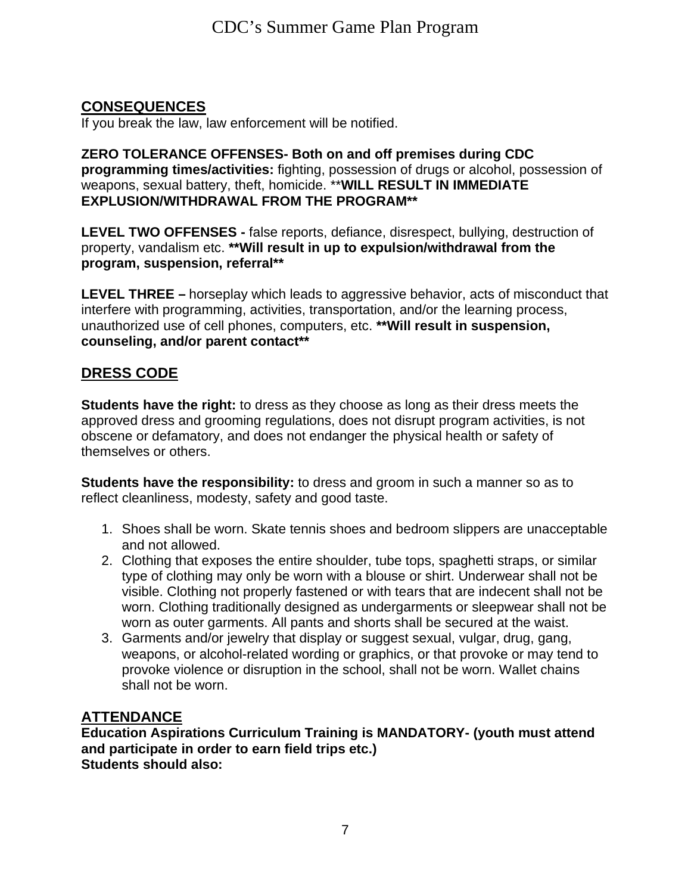## CONSEQUENCES

If you break the law, law enforcement will be notified.

**ZERO TOLERANCE OFFENSES- Both on and off premises during CDC programming times/activities:** fighting, possession of drugs or alcohol, possession of weapons, sexual battery, theft, homicide. ****WILL RESULT IN IMMEDIATE EXPLUSION/WITHDRAWAL FROM THE PROGRAM****

**LEVEL TWO OFFENSES -** false reports, defiance, disrespect, bullying, destruction of property, vandalism etc. ****Will result in up to expulsion/withdrawal from the program, suspension, referral****

**LEVEL THREE –** horseplay which leads to aggressive behavior, acts of misconduct that interfere with programming, activities, transportation, and/or the learning process, unauthorized use of cell phones, computers, etc. ****Will result in suspension, counseling, and/or parent contact****

## DRESS CODE

**Students have the right:** to dress as they choose as long as their dress meets the approved dress and grooming regulations, does not disrupt program activities, is not obscene or defamatory, and does not endanger the physical health or safety of themselves or others.

**Students have the responsibility:** to dress and groom in such a manner so as to reflect cleanliness, modesty, safety and good taste.

1. Shoes shall be worn. Skate tennis shoes and bedroom slippers are unacceptable and not allowed.
2. Clothing that exposes the entire shoulder, tube tops, spaghetti straps, or similar type of clothing may only be worn with a blouse or shirt. Underwear shall not be visible. Clothing not properly fastened or with tears that are indecent shall not be worn. Clothing traditionally designed as undergarments or sleepwear shall not be worn as outer garments. All pants and shorts shall be secured at the waist.
3. Garments and/or jewelry that display or suggest sexual, vulgar, drug, gang, weapons, or alcohol-related wording or graphics, or that provoke or may tend to provoke violence or disruption in the school, shall not be worn. Wallet chains shall not be worn.

## ATTENDANCE

**Education Aspirations Curriculum Training is MANDATORY- (youth must attend and participate in order to earn field trips etc.)**
**Students should also:**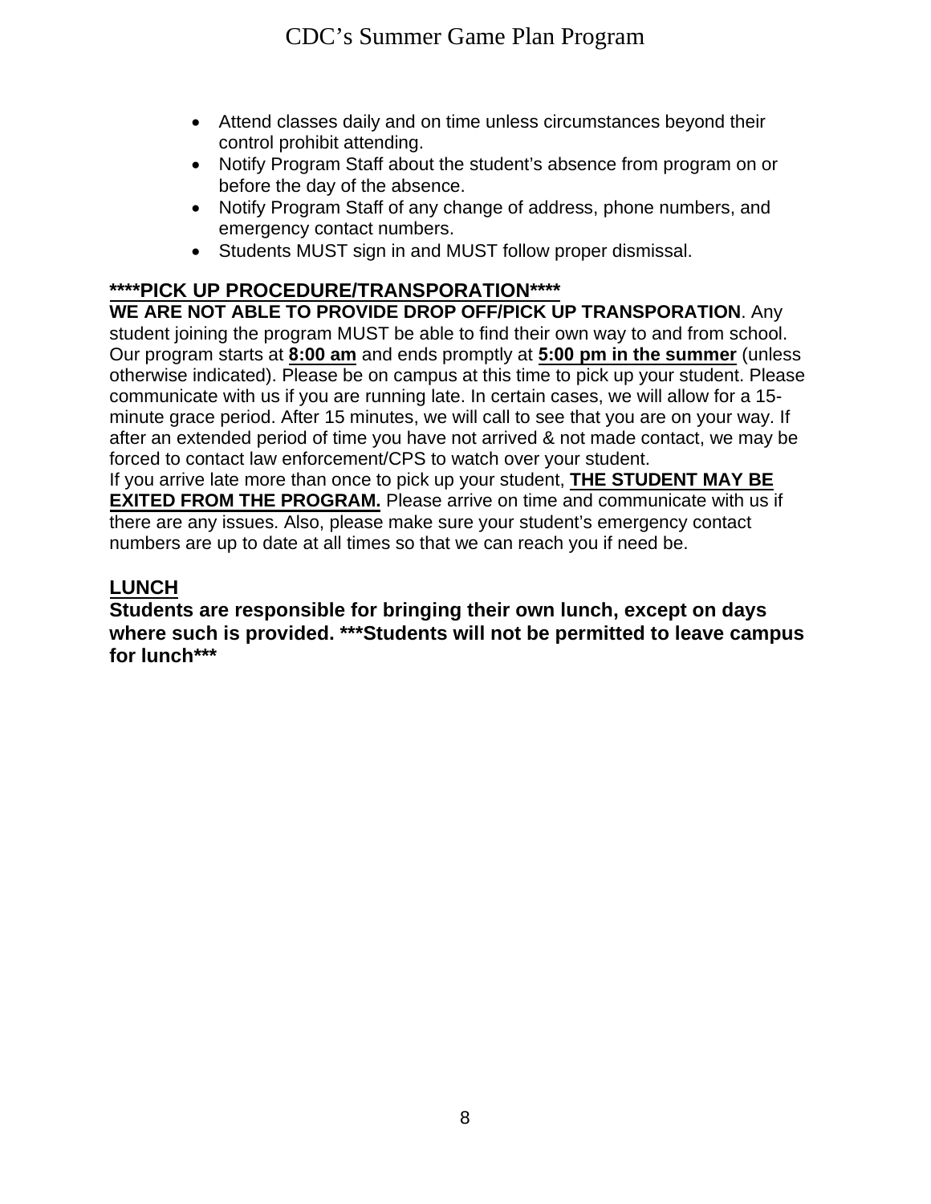- Attend classes daily and on time unless circumstances beyond their control prohibit attending.
- Notify Program Staff about the student's absence from program on or before the day of the absence.
- Notify Program Staff of any change of address, phone numbers, and emergency contact numbers.
- Students MUST sign in and MUST follow proper dismissal.

## ****PICK UP PROCEDURE/TRANSPORATION****

**WE ARE NOT ABLE TO PROVIDE DROP OFF/PICK UP TRANSPORATION**. Any student joining the program MUST be able to find their own way to and from school. Our program starts at **8:00 am** and ends promptly at **5:00 pm in the summer** (unless otherwise indicated). Please be on campus at this time to pick up your student. Please communicate with us if you are running late. In certain cases, we will allow for a 15-minute grace period. After 15 minutes, we will call to see that you are on your way. If after an extended period of time you have not arrived & not made contact, we may be forced to contact law enforcement/CPS to watch over your student.

If you arrive late more than once to pick up your student, **THE STUDENT MAY BE EXITED FROM THE PROGRAM.** Please arrive on time and communicate with us if there are any issues. Also, please make sure your student's emergency contact numbers are up to date at all times so that we can reach you if need be.

## LUNCH

**Students are responsible for bringing their own lunch, except on days where such is provided. ***Students will not be permitted to leave campus for lunch*****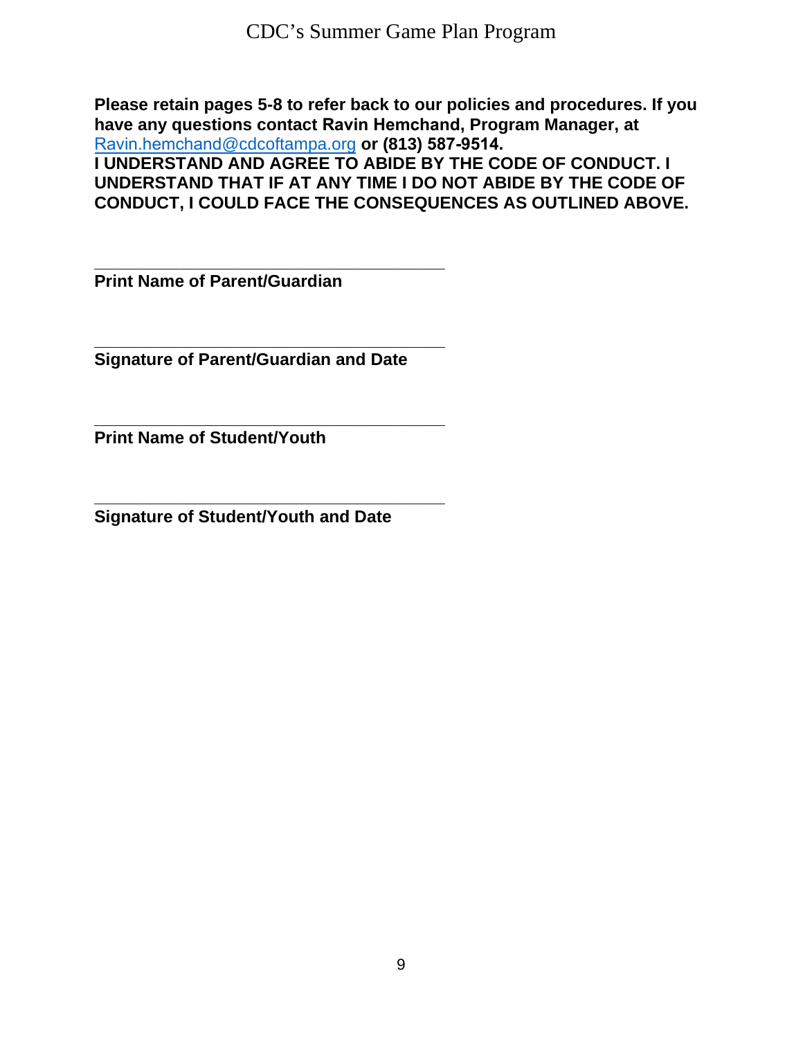**Please retain pages 5-8 to refer back to our policies and procedures. If you have any questions contact Ravin Hemchand, Program Manager, at** [Ravin.hemchand@cdcoftampa.org](mailto:Ravin.hemchand@cdcoftampa.org) **or (813) 587-9514.**
**I UNDERSTAND AND AGREE TO ABIDE BY THE CODE OF CONDUCT. I UNDERSTAND THAT IF AT ANY TIME I DO NOT ABIDE BY THE CODE OF CONDUCT, I COULD FACE THE CONSEQUENCES AS OUTLINED ABOVE.**

\_\_\_\_\_\_\_\_\_\_\_\_\_\_\_\_\_\_\_\_\_\_\_\_\_\_\_\_\_\_\_\_\_\_\_\_\_\_\_\_

**Print Name of Parent/Guardian**

\_\_\_\_\_\_\_\_\_\_\_\_\_\_\_\_\_\_\_\_\_\_\_\_\_\_\_\_\_\_\_\_\_\_\_\_\_\_\_\_

**Signature of Parent/Guardian and Date**

\_\_\_\_\_\_\_\_\_\_\_\_\_\_\_\_\_\_\_\_\_\_\_\_\_\_\_\_\_\_\_\_\_\_\_\_\_\_\_\_

**Print Name of Student/Youth**

\_\_\_\_\_\_\_\_\_\_\_\_\_\_\_\_\_\_\_\_\_\_\_\_\_\_\_\_\_\_\_\_\_\_\_\_\_\_\_\_

**Signature of Student/Youth and Date**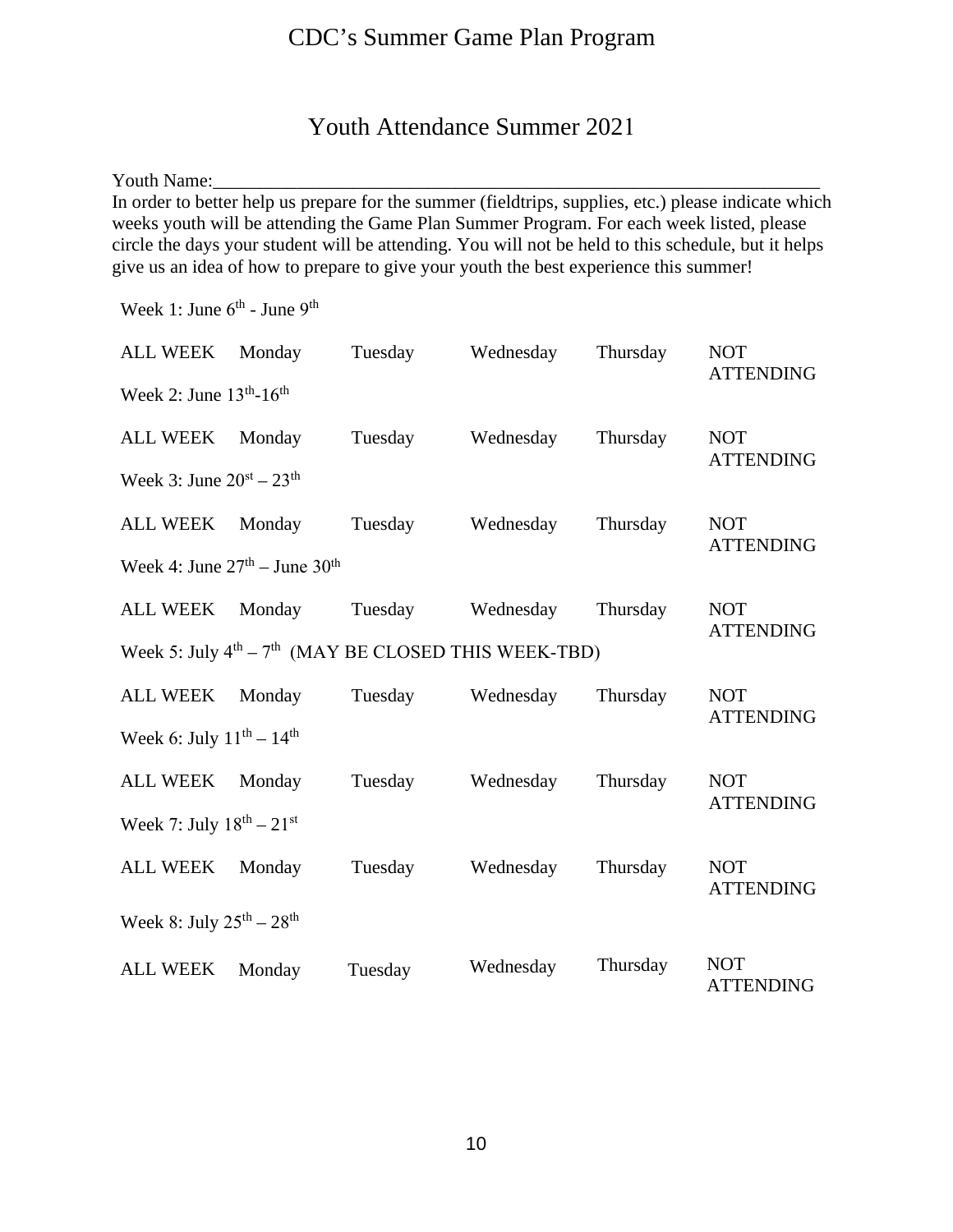# CDC's Summer Game Plan Program

## Youth Attendance Summer 2021

Youth Name:\_\_\_\_\_\_\_\_\_\_\_\_\_\_\_\_\_\_\_\_\_\_\_\_\_\_\_\_\_\_\_\_\_\_\_\_\_\_\_\_\_\_\_\_\_\_\_\_\_\_\_\_\_\_\_\_\_\_\_\_\_\_\_\_\_\_

In order to better help us prepare for the summer (fieldtrips, supplies, etc.) please indicate which weeks youth will be attending the Game Plan Summer Program. For each week listed, please circle the days your student will be attending. You will not be held to this schedule, but it helps give us an idea of how to prepare to give your youth the best experience this summer!

Week 1: June 6th - June 9th

ALL WEEK Monday Tuesday Wednesday Thursday NOT ATTENDING

Week 2: June 13th-16th

ALL WEEK Monday Tuesday Wednesday Thursday NOT ATTENDING

Week 3: June 20st – 23th

ALL WEEK Monday Tuesday Wednesday Thursday NOT ATTENDING

Week 4: June 27th – June 30th

ALL WEEK Monday Tuesday Wednesday Thursday NOT ATTENDING

Week 5: July 4th – 7th (MAY BE CLOSED THIS WEEK-TBD)

ALL WEEK Monday Tuesday Wednesday Thursday NOT ATTENDING

Week 6: July 11th – 14th

ALL WEEK Monday Tuesday Wednesday Thursday NOT ATTENDING

Week 7: July 18th – 21st

ALL WEEK Monday Tuesday Wednesday Thursday NOT ATTENDING

Week 8: July 25th – 28th

ALL WEEK Monday Tuesday Wednesday Thursday NOT ATTENDING